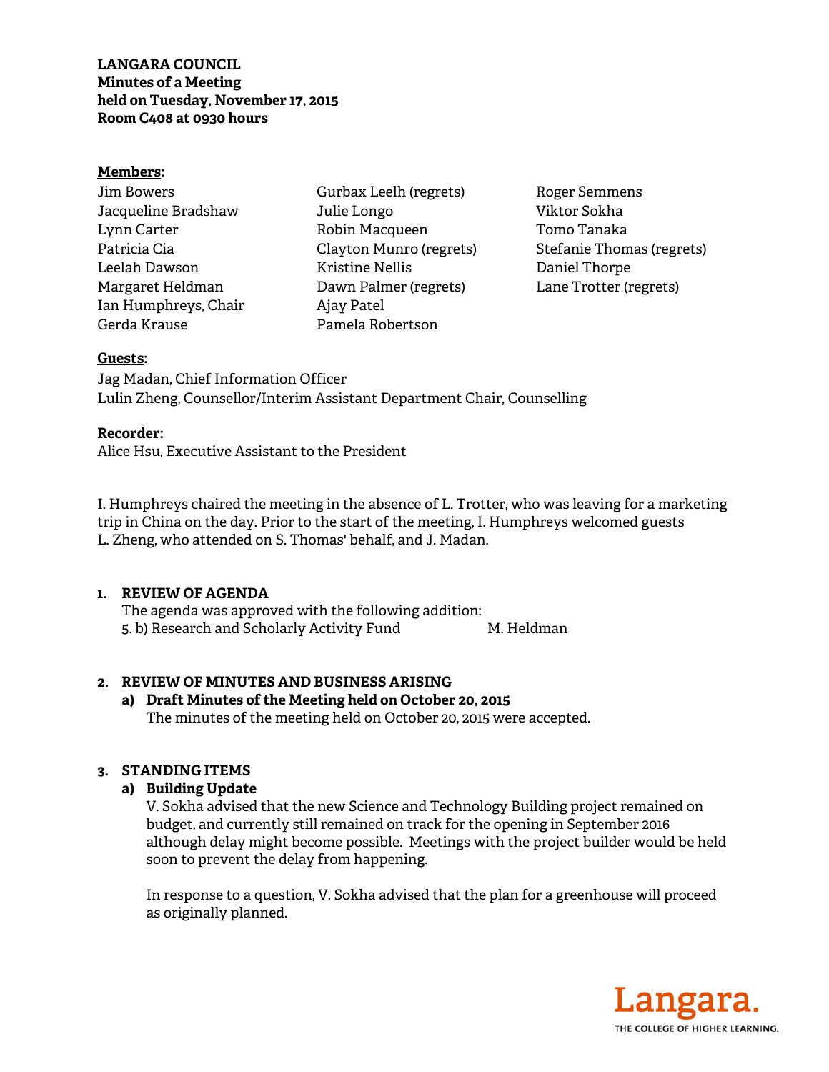**LANGARA COUNCIL**
**Minutes of a Meeting**
**held on Tuesday, November 17, 2015**
**Room C408 at 0930 hours**

**Members:**

Jim Bowers
Jacqueline Bradshaw
Lynn Carter
Patricia Cia
Leelah Dawson
Margaret Heldman
Ian Humphreys, Chair
Gerda Krause
Gurbax Leelh (regrets)
Julie Longo
Robin Macqueen
Clayton Munro (regrets)
Kristine Nellis
Dawn Palmer (regrets)
Ajay Patel
Pamela Robertson
Roger Semmens
Viktor Sokha
Tomo Tanaka
Stefanie Thomas (regrets)
Daniel Thorpe
Lane Trotter (regrets)

**Guests:**

Jag Madan, Chief Information Officer
Lulin Zheng, Counsellor/Interim Assistant Department Chair, Counselling

**Recorder:**

Alice Hsu, Executive Assistant to the President

I. Humphreys chaired the meeting in the absence of L. Trotter, who was leaving for a marketing trip in China on the day. Prior to the start of the meeting, I. Humphreys welcomed guests L. Zheng, who attended on S. Thomas' behalf, and J. Madan.

## 1. REVIEW OF AGENDA

The agenda was approved with the following addition:
5. b) Research and Scholarly Activity Fund — M. Heldman

## 2. REVIEW OF MINUTES AND BUSINESS ARISING

### a) Draft Minutes of the Meeting held on October 20, 2015

The minutes of the meeting held on October 20, 2015 were accepted.

## 3. STANDING ITEMS

### a) Building Update

V. Sokha advised that the new Science and Technology Building project remained on budget, and currently still remained on track for the opening in September 2016 although delay might become possible. Meetings with the project builder would be held soon to prevent the delay from happening.

In response to a question, V. Sokha advised that the plan for a greenhouse will proceed as originally planned.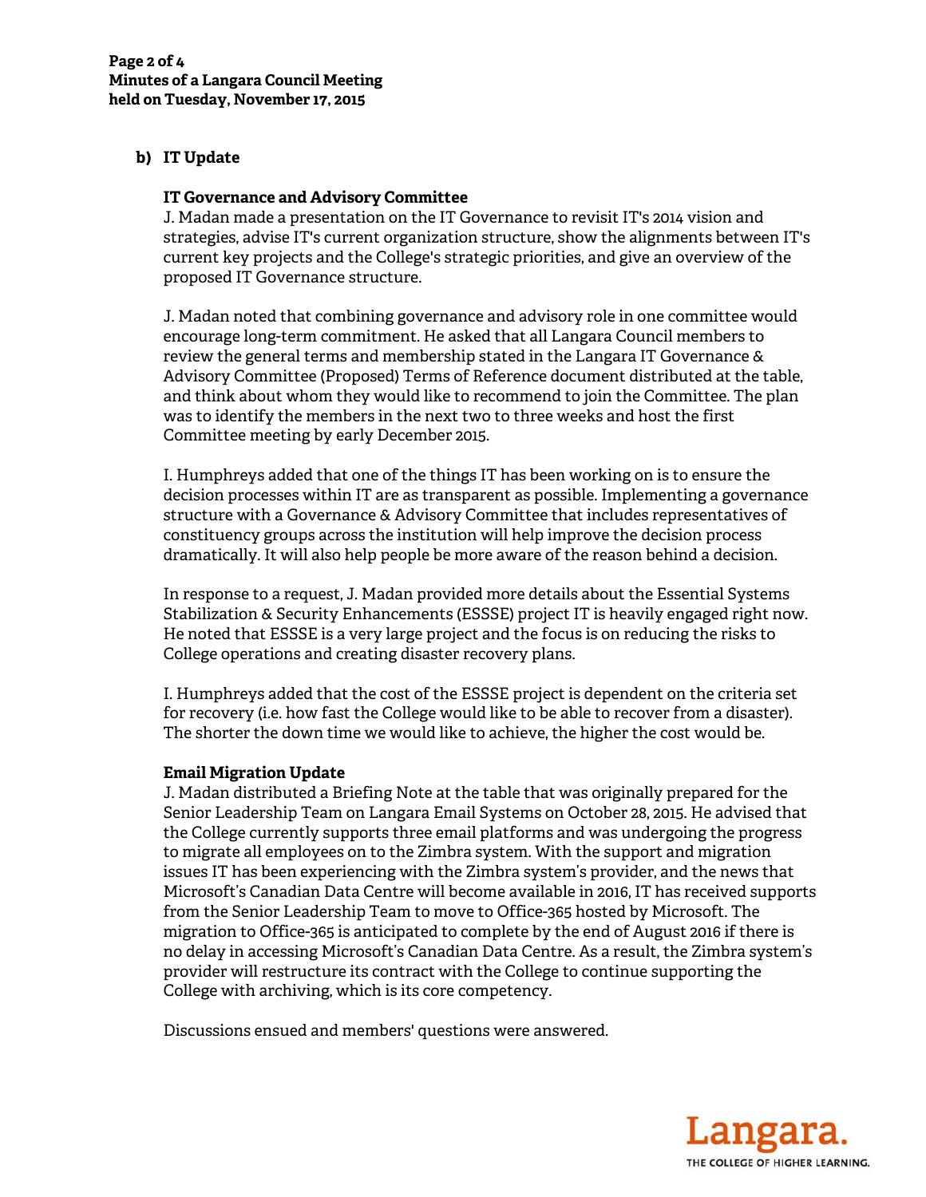**b) IT Update**

**IT Governance and Advisory Committee**

J. Madan made a presentation on the IT Governance to revisit IT's 2014 vision and strategies, advise IT's current organization structure, show the alignments between IT's current key projects and the College's strategic priorities, and give an overview of the proposed IT Governance structure.

J. Madan noted that combining governance and advisory role in one committee would encourage long-term commitment. He asked that all Langara Council members to review the general terms and membership stated in the Langara IT Governance & Advisory Committee (Proposed) Terms of Reference document distributed at the table, and think about whom they would like to recommend to join the Committee. The plan was to identify the members in the next two to three weeks and host the first Committee meeting by early December 2015.

I. Humphreys added that one of the things IT has been working on is to ensure the decision processes within IT are as transparent as possible. Implementing a governance structure with a Governance & Advisory Committee that includes representatives of constituency groups across the institution will help improve the decision process dramatically. It will also help people be more aware of the reason behind a decision.

In response to a request, J. Madan provided more details about the Essential Systems Stabilization & Security Enhancements (ESSSE) project IT is heavily engaged right now. He noted that ESSSE is a very large project and the focus is on reducing the risks to College operations and creating disaster recovery plans.

I. Humphreys added that the cost of the ESSSE project is dependent on the criteria set for recovery (i.e. how fast the College would like to be able to recover from a disaster). The shorter the down time we would like to achieve, the higher the cost would be.

**Email Migration Update**

J. Madan distributed a Briefing Note at the table that was originally prepared for the Senior Leadership Team on Langara Email Systems on October 28, 2015. He advised that the College currently supports three email platforms and was undergoing the progress to migrate all employees on to the Zimbra system. With the support and migration issues IT has been experiencing with the Zimbra system's provider, and the news that Microsoft's Canadian Data Centre will become available in 2016, IT has received supports from the Senior Leadership Team to move to Office-365 hosted by Microsoft. The migration to Office-365 is anticipated to complete by the end of August 2016 if there is no delay in accessing Microsoft's Canadian Data Centre. As a result, the Zimbra system's provider will restructure its contract with the College to continue supporting the College with archiving, which is its core competency.

Discussions ensued and members' questions were answered.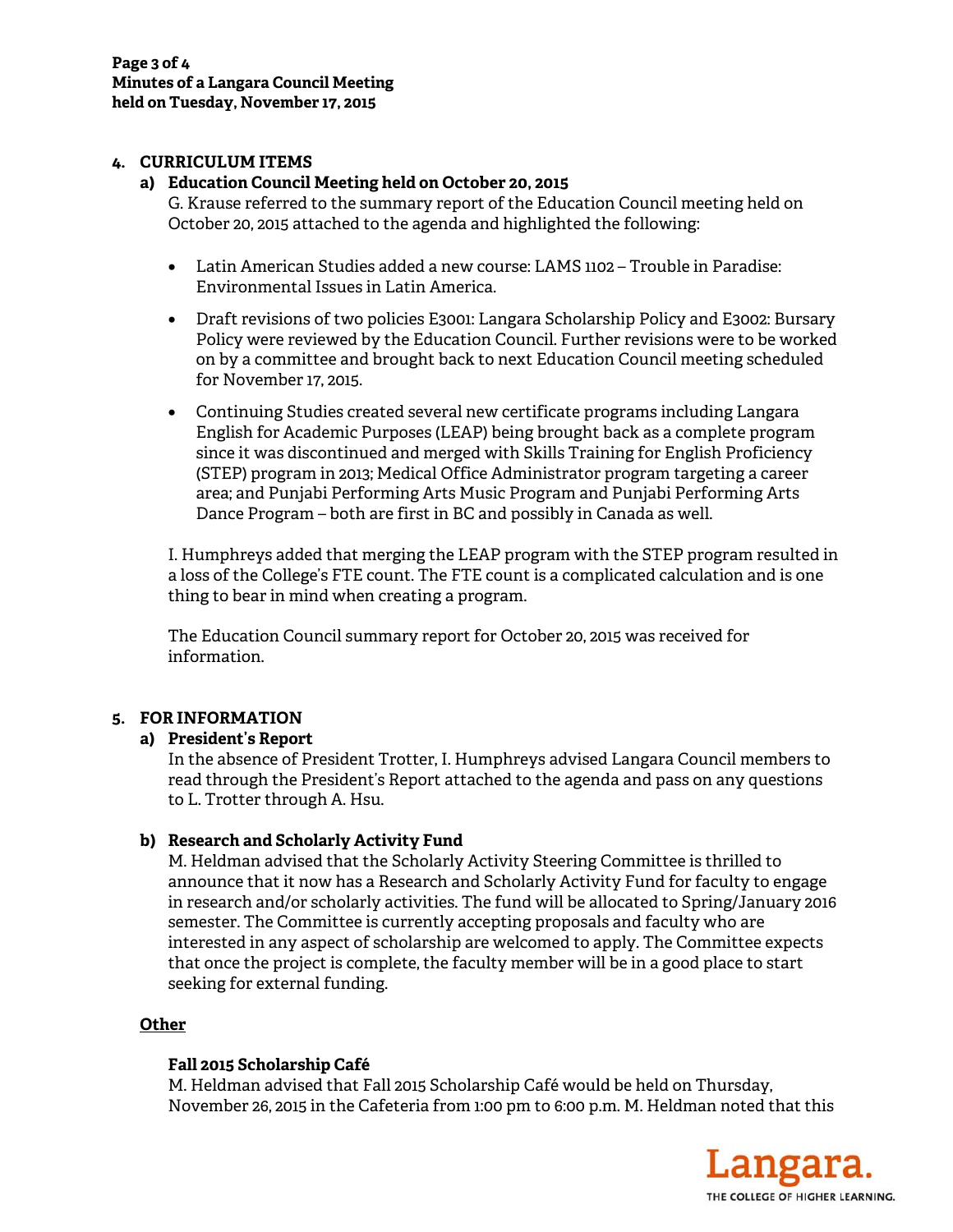## 4. CURRICULUM ITEMS

### a) Education Council Meeting held on October 20, 2015

G. Krause referred to the summary report of the Education Council meeting held on October 20, 2015 attached to the agenda and highlighted the following:

- Latin American Studies added a new course: LAMS 1102 – Trouble in Paradise: Environmental Issues in Latin America.
- Draft revisions of two policies E3001: Langara Scholarship Policy and E3002: Bursary Policy were reviewed by the Education Council. Further revisions were to be worked on by a committee and brought back to next Education Council meeting scheduled for November 17, 2015.
- Continuing Studies created several new certificate programs including Langara English for Academic Purposes (LEAP) being brought back as a complete program since it was discontinued and merged with Skills Training for English Proficiency (STEP) program in 2013; Medical Office Administrator program targeting a career area; and Punjabi Performing Arts Music Program and Punjabi Performing Arts Dance Program – both are first in BC and possibly in Canada as well.

I. Humphreys added that merging the LEAP program with the STEP program resulted in a loss of the College's FTE count. The FTE count is a complicated calculation and is one thing to bear in mind when creating a program.

The Education Council summary report for October 20, 2015 was received for information.

## 5. FOR INFORMATION

### a) President's Report

In the absence of President Trotter, I. Humphreys advised Langara Council members to read through the President's Report attached to the agenda and pass on any questions to L. Trotter through A. Hsu.

### b) Research and Scholarly Activity Fund

M. Heldman advised that the Scholarly Activity Steering Committee is thrilled to announce that it now has a Research and Scholarly Activity Fund for faculty to engage in research and/or scholarly activities. The fund will be allocated to Spring/January 2016 semester. The Committee is currently accepting proposals and faculty who are interested in any aspect of scholarship are welcomed to apply. The Committee expects that once the project is complete, the faculty member will be in a good place to start seeking for external funding.

### Other

#### Fall 2015 Scholarship Café

M. Heldman advised that Fall 2015 Scholarship Café would be held on Thursday, November 26, 2015 in the Cafeteria from 1:00 pm to 6:00 p.m. M. Heldman noted that this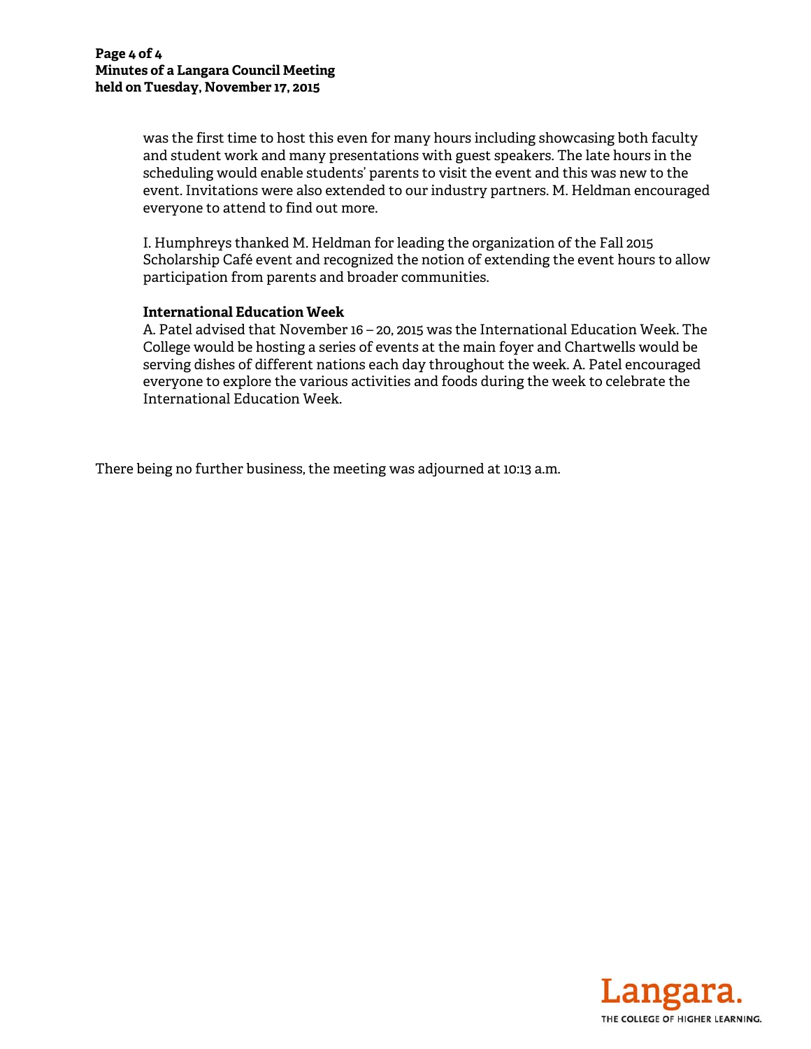was the first time to host this even for many hours including showcasing both faculty and student work and many presentations with guest speakers. The late hours in the scheduling would enable students' parents to visit the event and this was new to the event. Invitations were also extended to our industry partners. M. Heldman encouraged everyone to attend to find out more.

I. Humphreys thanked M. Heldman for leading the organization of the Fall 2015 Scholarship Café event and recognized the notion of extending the event hours to allow participation from parents and broader communities.

**International Education Week**

A. Patel advised that November 16 – 20, 2015 was the International Education Week. The College would be hosting a series of events at the main foyer and Chartwells would be serving dishes of different nations each day throughout the week. A. Patel encouraged everyone to explore the various activities and foods during the week to celebrate the International Education Week.

There being no further business, the meeting was adjourned at 10:13 a.m.